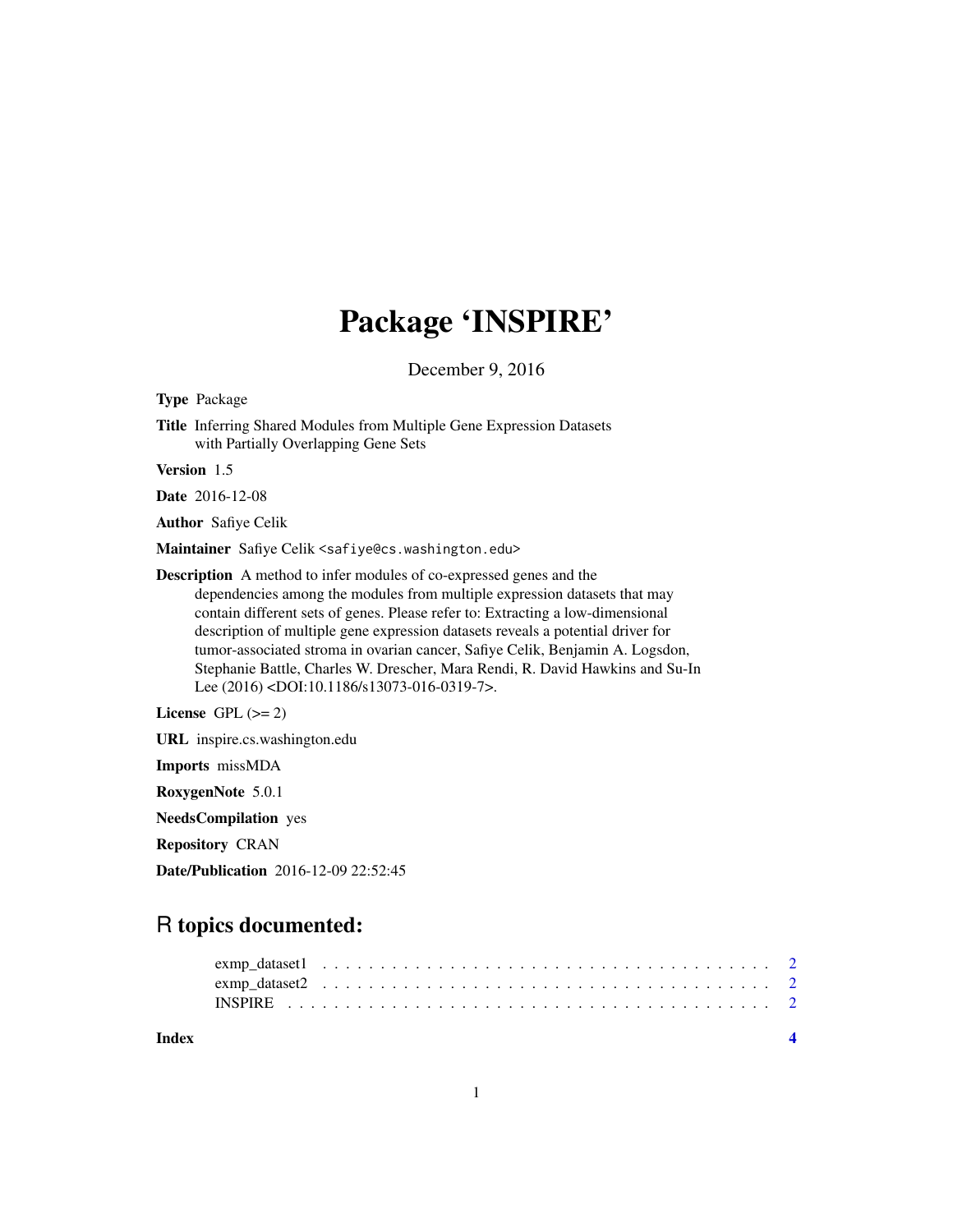# Package 'INSPIRE'

December 9, 2016

**Type** Package

**Title** Inferring Shared Modules from Multiple Gene Expression Datasets with Partially Overlapping Gene Sets

**Version** 1.5

**Date** 2016-12-08

**Author** Safiye Celik

**Maintainer** Safiye Celik <safiye@cs.washington.edu>

**Description** A method to infer modules of co-expressed genes and the dependencies among the modules from multiple expression datasets that may contain different sets of genes. Please refer to: Extracting a low-dimensional description of multiple gene expression datasets reveals a potential driver for tumor-associated stroma in ovarian cancer, Safiye Celik, Benjamin A. Logsdon, Stephanie Battle, Charles W. Drescher, Mara Rendi, R. David Hawkins and Su-In Lee (2016) <DOI:10.1186/s13073-016-0319-7>.

**License** GPL (>= 2)

**URL** inspire.cs.washington.edu

**Imports** missMDA

**RoxygenNote** 5.0.1

**NeedsCompilation** yes

**Repository** CRAN

**Date/Publication** 2016-12-09 22:52:45

## R topics documented:

- exmp_dataset1 . . . . . . . . . . 2
- exmp_dataset2 . . . . . . . . . . 2
- INSPIRE . . . . . . . . . . 2

**Index** 4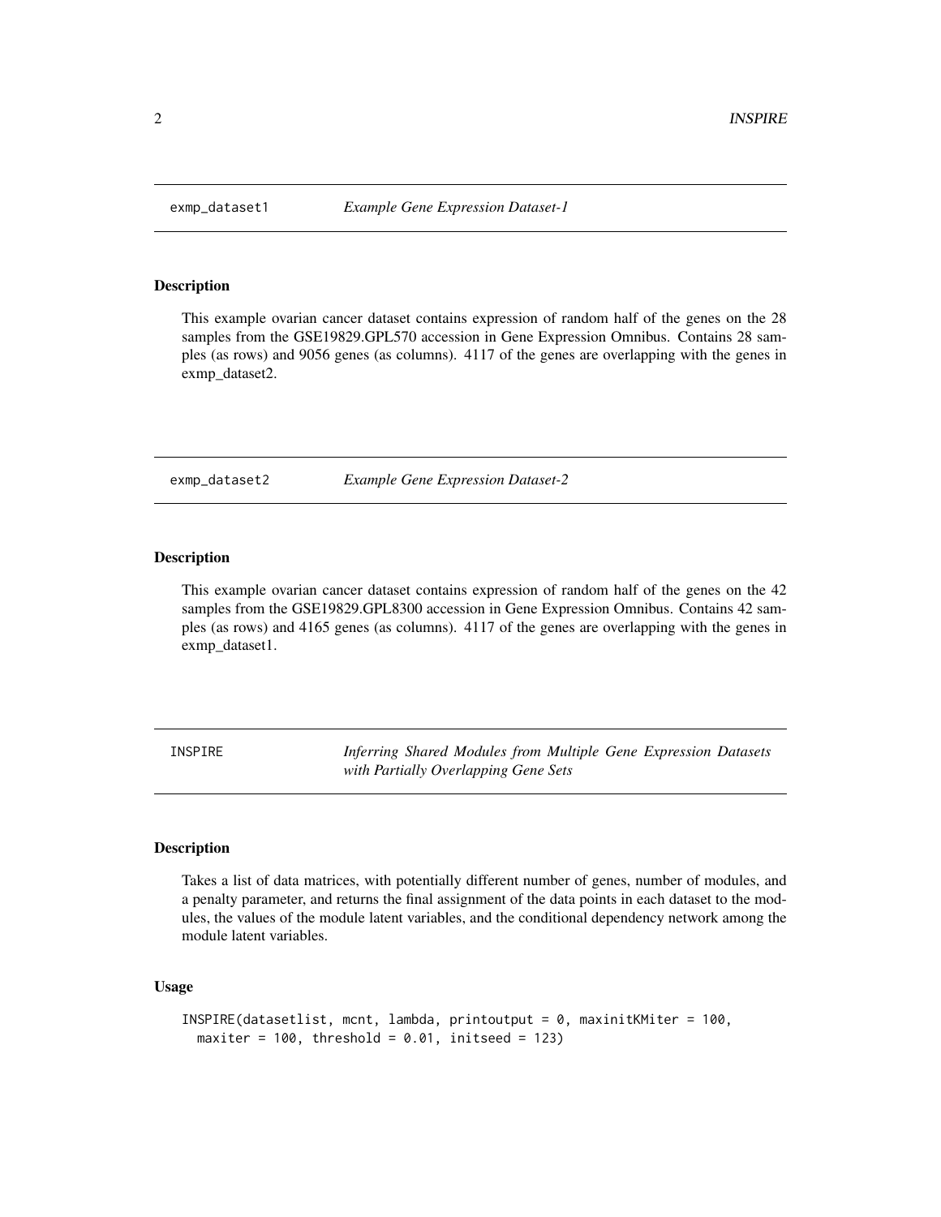## exmp_dataset1 *Example Gene Expression Dataset-1*

### Description

This example ovarian cancer dataset contains expression of random half of the genes on the 28 samples from the GSE19829.GPL570 accession in Gene Expression Omnibus. Contains 28 samples (as rows) and 9056 genes (as columns). 4117 of the genes are overlapping with the genes in exmp_dataset2.

## exmp_dataset2 *Example Gene Expression Dataset-2*

### Description

This example ovarian cancer dataset contains expression of random half of the genes on the 42 samples from the GSE19829.GPL8300 accession in Gene Expression Omnibus. Contains 42 samples (as rows) and 4165 genes (as columns). 4117 of the genes are overlapping with the genes in exmp_dataset1.

## INSPIRE *Inferring Shared Modules from Multiple Gene Expression Datasets with Partially Overlapping Gene Sets*

### Description

Takes a list of data matrices, with potentially different number of genes, number of modules, and a penalty parameter, and returns the final assignment of the data points in each dataset to the modules, the values of the module latent variables, and the conditional dependency network among the module latent variables.

### Usage

```
INSPIRE(datasetlist, mcnt, lambda, printoutput = 0, maxinitKMiter = 100,
  maxiter = 100, threshold = 0.01, initseed = 123)
```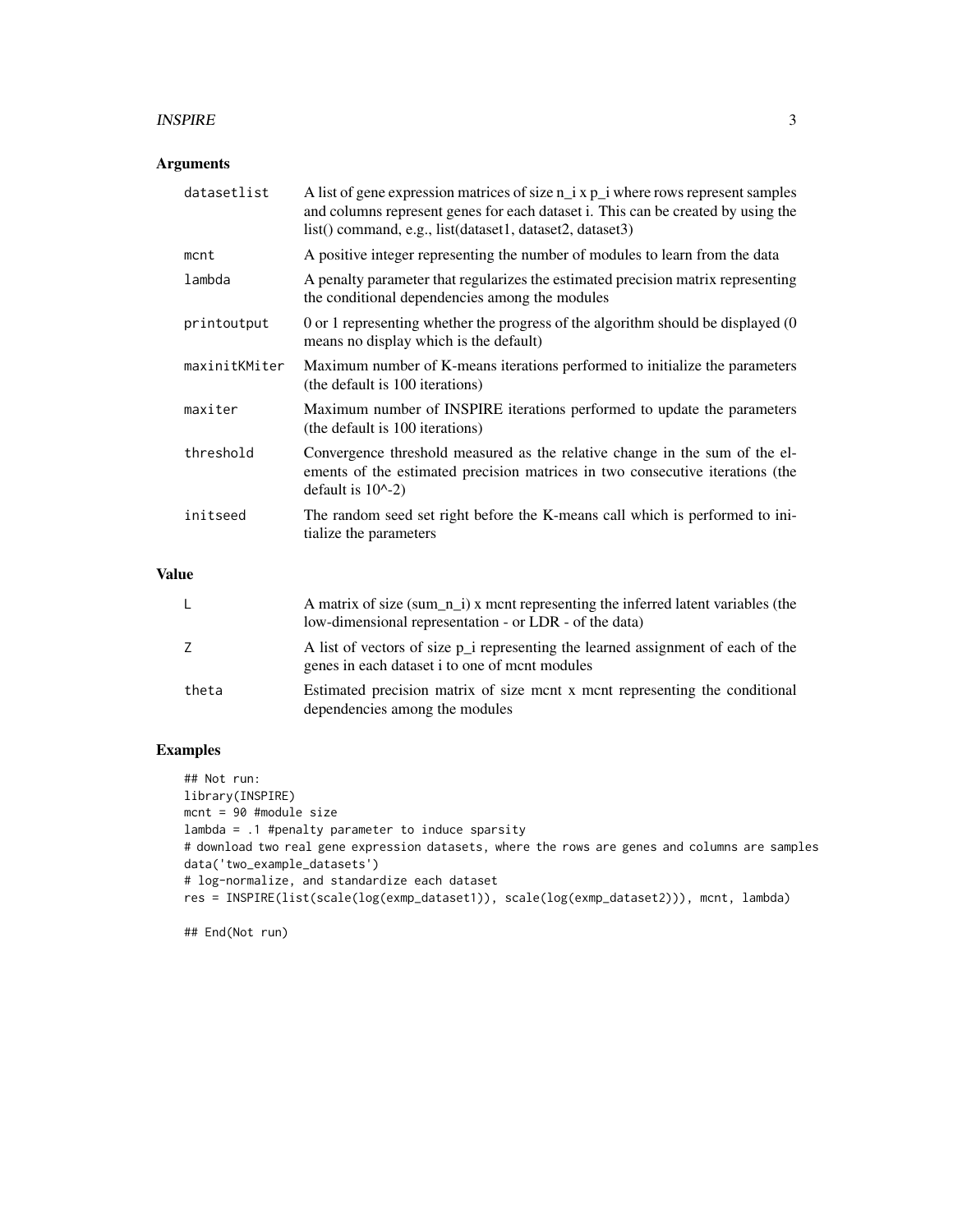## Arguments

| | |
|---|---|
| `datasetlist` | A list of gene expression matrices of size n_i x p_i where rows represent samples and columns represent genes for each dataset i. This can be created by using the list() command, e.g., list(dataset1, dataset2, dataset3) |
| `mcnt` | A positive integer representing the number of modules to learn from the data |
| `lambda` | A penalty parameter that regularizes the estimated precision matrix representing the conditional dependencies among the modules |
| `printoutput` | 0 or 1 representing whether the progress of the algorithm should be displayed (0 means no display which is the default) |
| `maxinitKMiter` | Maximum number of K-means iterations performed to initialize the parameters (the default is 100 iterations) |
| `maxiter` | Maximum number of INSPIRE iterations performed to update the parameters (the default is 100 iterations) |
| `threshold` | Convergence threshold measured as the relative change in the sum of the elements of the estimated precision matrices in two consecutive iterations (the default is 10^-2) |
| `initseed` | The random seed set right before the K-means call which is performed to initialize the parameters |

## Value

| | |
|---|---|
| `L` | A matrix of size (sum_n_i) x mcnt representing the inferred latent variables (the low-dimensional representation - or LDR - of the data) |
| `Z` | A list of vectors of size p_i representing the learned assignment of each of the genes in each dataset i to one of mcnt modules |
| `theta` | Estimated precision matrix of size mcnt x mcnt representing the conditional dependencies among the modules |

## Examples

```
## Not run:
library(INSPIRE)
mcnt = 90 #module size
lambda = .1 #penalty parameter to induce sparsity
# download two real gene expression datasets, where the rows are genes and columns are samples
data('two_example_datasets')
# log-normalize, and standardize each dataset
res = INSPIRE(list(scale(log(exmp_dataset1)), scale(log(exmp_dataset2))), mcnt, lambda)

## End(Not run)
```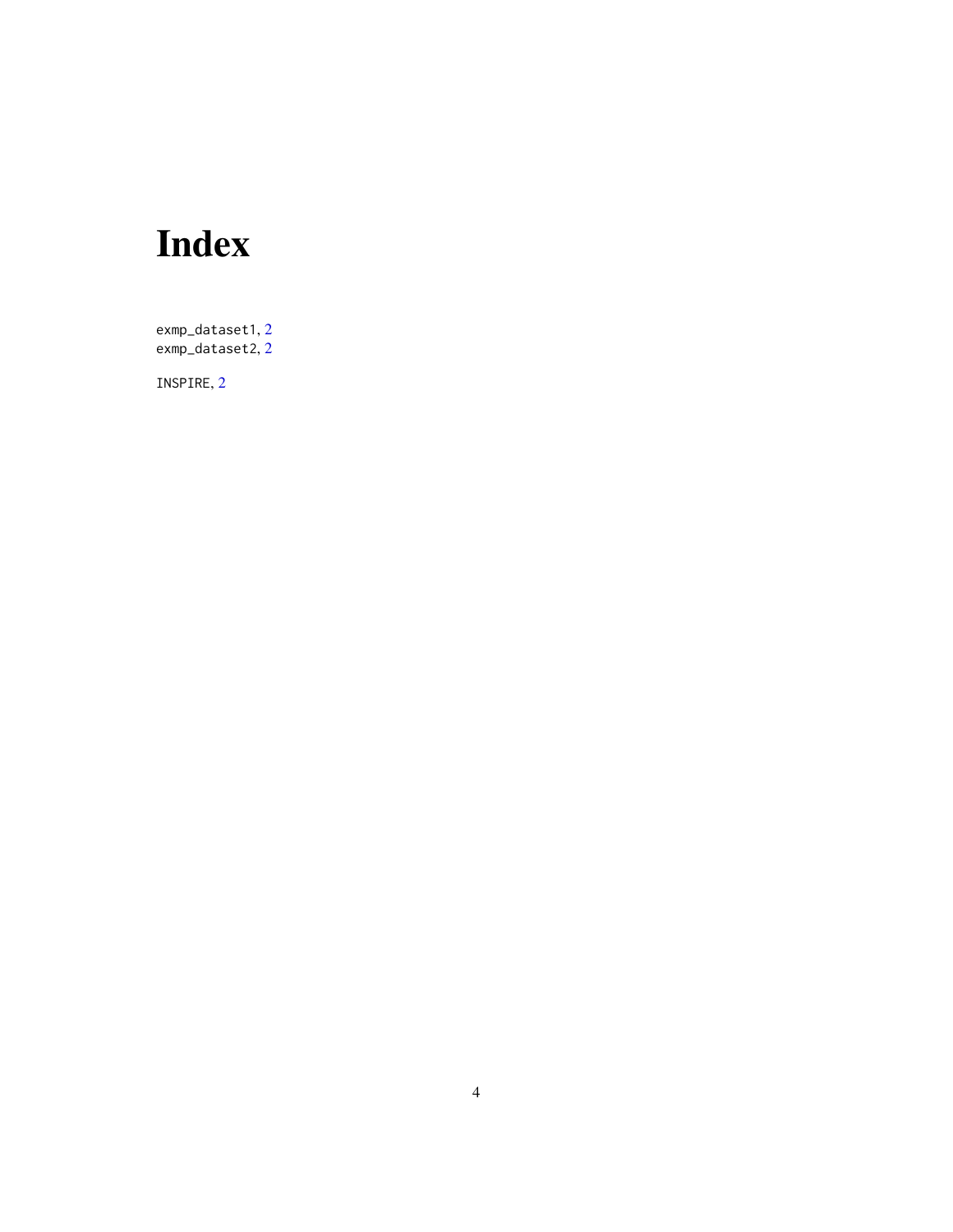# Index

exmp_dataset1, 2
exmp_dataset2, 2

INSPIRE, 2